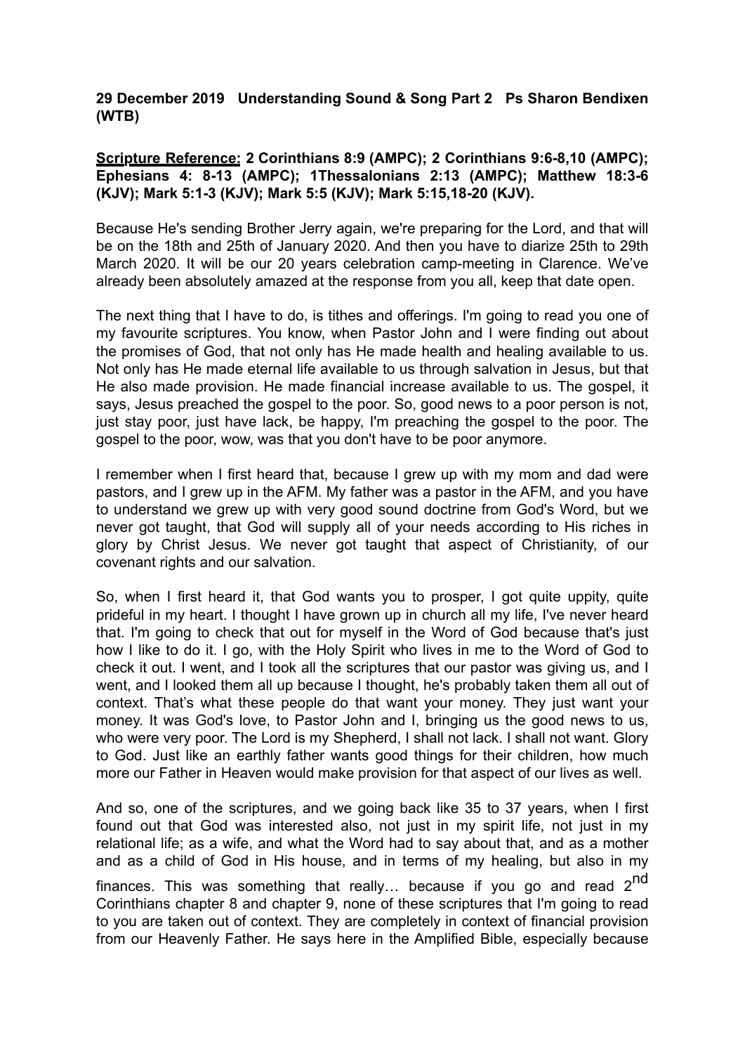**29 December 2019 Understanding Sound & Song Part 2 Ps Sharon Bendixen (WTB)**

**Scripture Reference: 2 Corinthians 8:9 (AMPC); 2 Corinthians 9:6-8,10 (AMPC); Ephesians 4: 8-13 (AMPC); 1Thessalonians 2:13 (AMPC); Matthew 18:3-6 (KJV); Mark 5:1-3 (KJV); Mark 5:5 (KJV); Mark 5:15,18-20 (KJV).**

Because He's sending Brother Jerry again, we're preparing for the Lord, and that will be on the 18th and 25th of January 2020. And then you have to diarize 25th to 29th March 2020. It will be our 20 years celebration camp-meeting in Clarence. We've already been absolutely amazed at the response from you all, keep that date open.

The next thing that I have to do, is tithes and offerings. I'm going to read you one of my favourite scriptures. You know, when Pastor John and I were finding out about the promises of God, that not only has He made health and healing available to us. Not only has He made eternal life available to us through salvation in Jesus, but that He also made provision. He made financial increase available to us. The gospel, it says, Jesus preached the gospel to the poor. So, good news to a poor person is not, just stay poor, just have lack, be happy, I'm preaching the gospel to the poor. The gospel to the poor, wow, was that you don't have to be poor anymore.

I remember when I first heard that, because I grew up with my mom and dad were pastors, and I grew up in the AFM. My father was a pastor in the AFM, and you have to understand we grew up with very good sound doctrine from God's Word, but we never got taught, that God will supply all of your needs according to His riches in glory by Christ Jesus. We never got taught that aspect of Christianity, of our covenant rights and our salvation.

So, when I first heard it, that God wants you to prosper, I got quite uppity, quite prideful in my heart. I thought I have grown up in church all my life, I've never heard that. I'm going to check that out for myself in the Word of God because that's just how I like to do it. I go, with the Holy Spirit who lives in me to the Word of God to check it out. I went, and I took all the scriptures that our pastor was giving us, and I went, and I looked them all up because I thought, he's probably taken them all out of context. That's what these people do that want your money. They just want your money. It was God's love, to Pastor John and I, bringing us the good news to us, who were very poor. The Lord is my Shepherd, I shall not lack. I shall not want. Glory to God. Just like an earthly father wants good things for their children, how much more our Father in Heaven would make provision for that aspect of our lives as well.

And so, one of the scriptures, and we going back like 35 to 37 years, when I first found out that God was interested also, not just in my spirit life, not just in my relational life; as a wife, and what the Word had to say about that, and as a mother and as a child of God in His house, and in terms of my healing, but also in my finances. This was something that really… because if you go and read 2nd Corinthians chapter 8 and chapter 9, none of these scriptures that I'm going to read to you are taken out of context. They are completely in context of financial provision from our Heavenly Father. He says here in the Amplified Bible, especially because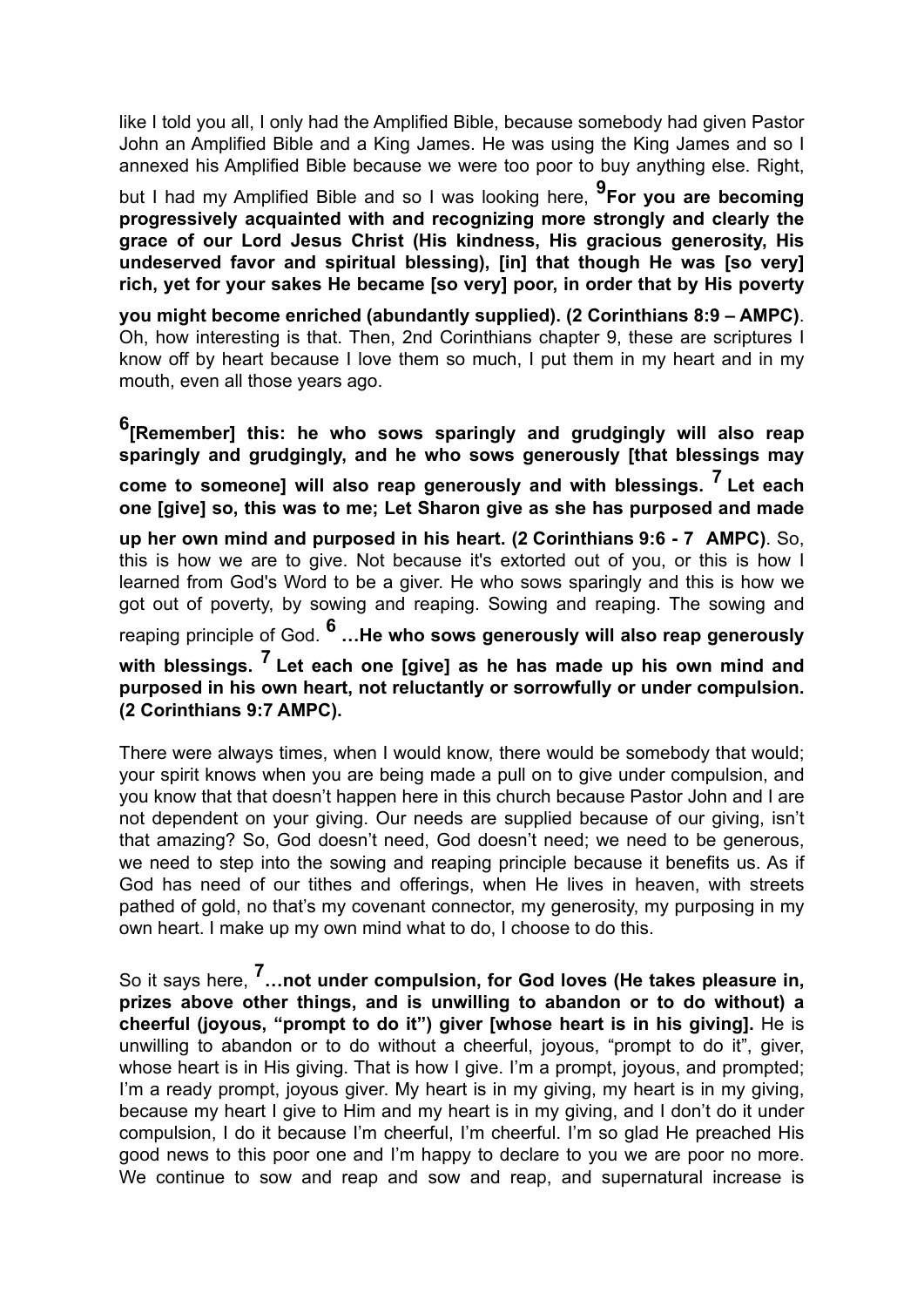like I told you all, I only had the Amplified Bible, because somebody had given Pastor John an Amplified Bible and a King James. He was using the King James and so I annexed his Amplified Bible because we were too poor to buy anything else. Right, but I had my Amplified Bible and so I was looking here, **9 For you are becoming progressively acquainted with and recognizing more strongly and clearly the grace of our Lord Jesus Christ (His kindness, His gracious generosity, His undeserved favor and spiritual blessing), [in] that though He was [so very] rich, yet for your sakes He became [so very] poor, in order that by His poverty you might become enriched (abundantly supplied). (2 Corinthians 8:9 – AMPC)**. Oh, how interesting is that. Then, 2nd Corinthians chapter 9, these are scriptures I know off by heart because I love them so much, I put them in my heart and in my mouth, even all those years ago.

**6 [Remember] this: he who sows sparingly and grudgingly will also reap sparingly and grudgingly, and he who sows generously [that blessings may come to someone] will also reap generously and with blessings. 7 Let each one [give] so, this was to me; Let Sharon give as she has purposed and made up her own mind and purposed in his heart. (2 Corinthians 9:6 - 7 AMPC)**. So, this is how we are to give. Not because it's extorted out of you, or this is how I learned from God's Word to be a giver. He who sows sparingly and this is how we got out of poverty, by sowing and reaping. Sowing and reaping. The sowing and reaping principle of God. **6 …He who sows generously will also reap generously with blessings. 7 Let each one [give] as he has made up his own mind and purposed in his own heart, not reluctantly or sorrowfully or under compulsion. (2 Corinthians 9:7 AMPC).**

There were always times, when I would know, there would be somebody that would; your spirit knows when you are being made a pull on to give under compulsion, and you know that that doesn't happen here in this church because Pastor John and I are not dependent on your giving. Our needs are supplied because of our giving, isn't that amazing? So, God doesn't need, God doesn't need; we need to be generous, we need to step into the sowing and reaping principle because it benefits us. As if God has need of our tithes and offerings, when He lives in heaven, with streets pathed of gold, no that's my covenant connector, my generosity, my purposing in my own heart. I make up my own mind what to do, I choose to do this.

So it says here, **7 …not under compulsion, for God loves (He takes pleasure in, prizes above other things, and is unwilling to abandon or to do without) a cheerful (joyous, "prompt to do it") giver [whose heart is in his giving].** He is unwilling to abandon or to do without a cheerful, joyous, "prompt to do it", giver, whose heart is in His giving. That is how I give. I'm a prompt, joyous, and prompted; I'm a ready prompt, joyous giver. My heart is in my giving, my heart is in my giving, because my heart I give to Him and my heart is in my giving, and I don't do it under compulsion, I do it because I'm cheerful, I'm cheerful. I'm so glad He preached His good news to this poor one and I'm happy to declare to you we are poor no more. We continue to sow and reap and sow and reap, and supernatural increase is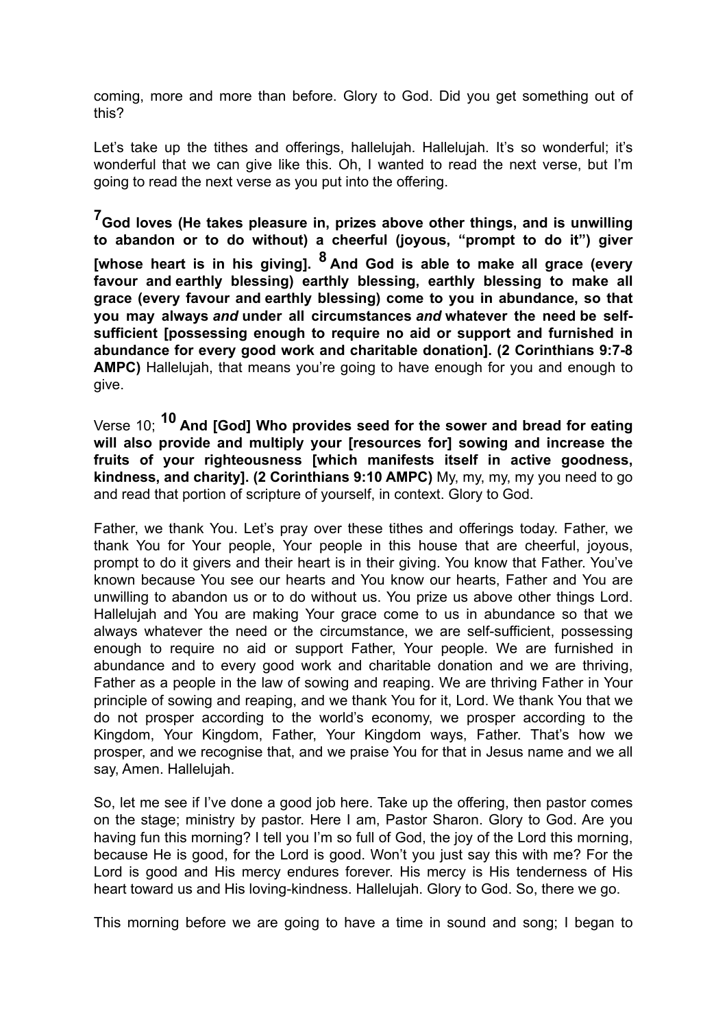coming, more and more than before. Glory to God. Did you get something out of this?

Let's take up the tithes and offerings, hallelujah. Hallelujah. It's so wonderful; it's wonderful that we can give like this. Oh, I wanted to read the next verse, but I'm going to read the next verse as you put into the offering.

**7 God loves (He takes pleasure in, prizes above other things, and is unwilling to abandon or to do without) a cheerful (joyous, "prompt to do it") giver [whose heart is in his giving]. 8 And God is able to make all grace (every favour and earthly blessing) earthly blessing, earthly blessing to make all grace (every favour and earthly blessing) come to you in abundance, so that you may always *and* under all circumstances *and* whatever the need be self-sufficient [possessing enough to require no aid or support and furnished in abundance for every good work and charitable donation]. (2 Corinthians 9:7-8 AMPC)** Hallelujah, that means you're going to have enough for you and enough to give.

Verse 10; **10 And [God] Who provides seed for the sower and bread for eating will also provide and multiply your [resources for] sowing and increase the fruits of your righteousness [which manifests itself in active goodness, kindness, and charity]. (2 Corinthians 9:10 AMPC)** My, my, my, my you need to go and read that portion of scripture of yourself, in context. Glory to God.

Father, we thank You. Let's pray over these tithes and offerings today. Father, we thank You for Your people, Your people in this house that are cheerful, joyous, prompt to do it givers and their heart is in their giving. You know that Father. You've known because You see our hearts and You know our hearts, Father and You are unwilling to abandon us or to do without us. You prize us above other things Lord. Hallelujah and You are making Your grace come to us in abundance so that we always whatever the need or the circumstance, we are self-sufficient, possessing enough to require no aid or support Father, Your people. We are furnished in abundance and to every good work and charitable donation and we are thriving, Father as a people in the law of sowing and reaping. We are thriving Father in Your principle of sowing and reaping, and we thank You for it, Lord. We thank You that we do not prosper according to the world's economy, we prosper according to the Kingdom, Your Kingdom, Father, Your Kingdom ways, Father. That's how we prosper, and we recognise that, and we praise You for that in Jesus name and we all say, Amen. Hallelujah.

So, let me see if I've done a good job here. Take up the offering, then pastor comes on the stage; ministry by pastor. Here I am, Pastor Sharon. Glory to God. Are you having fun this morning? I tell you I'm so full of God, the joy of the Lord this morning, because He is good, for the Lord is good. Won't you just say this with me? For the Lord is good and His mercy endures forever. His mercy is His tenderness of His heart toward us and His loving-kindness. Hallelujah. Glory to God. So, there we go.

This morning before we are going to have a time in sound and song; I began to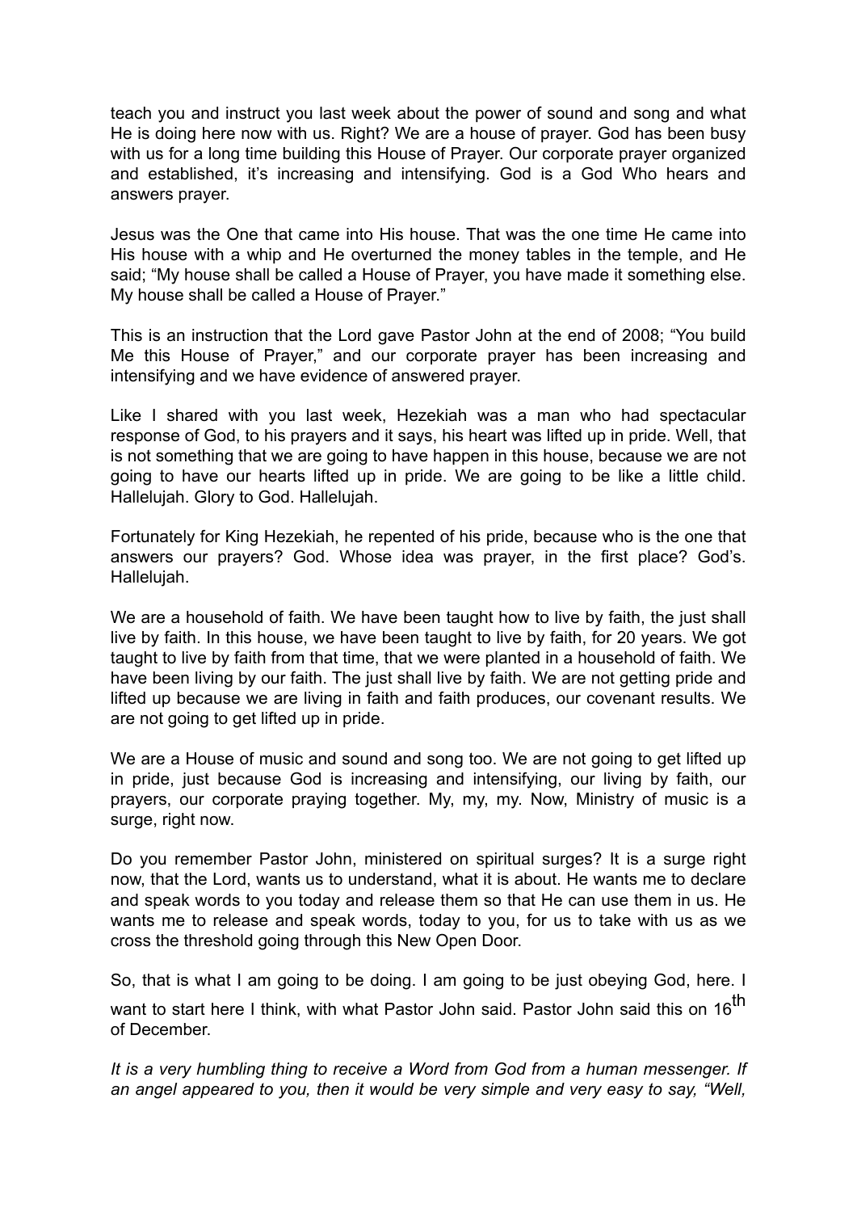teach you and instruct you last week about the power of sound and song and what He is doing here now with us. Right? We are a house of prayer. God has been busy with us for a long time building this House of Prayer. Our corporate prayer organized and established, it's increasing and intensifying. God is a God Who hears and answers prayer.

Jesus was the One that came into His house. That was the one time He came into His house with a whip and He overturned the money tables in the temple, and He said; "My house shall be called a House of Prayer, you have made it something else. My house shall be called a House of Prayer."

This is an instruction that the Lord gave Pastor John at the end of 2008; "You build Me this House of Prayer," and our corporate prayer has been increasing and intensifying and we have evidence of answered prayer.

Like I shared with you last week, Hezekiah was a man who had spectacular response of God, to his prayers and it says, his heart was lifted up in pride. Well, that is not something that we are going to have happen in this house, because we are not going to have our hearts lifted up in pride. We are going to be like a little child. Hallelujah. Glory to God. Hallelujah.

Fortunately for King Hezekiah, he repented of his pride, because who is the one that answers our prayers? God. Whose idea was prayer, in the first place? God's. Hallelujah.

We are a household of faith. We have been taught how to live by faith, the just shall live by faith. In this house, we have been taught to live by faith, for 20 years. We got taught to live by faith from that time, that we were planted in a household of faith. We have been living by our faith. The just shall live by faith. We are not getting pride and lifted up because we are living in faith and faith produces, our covenant results. We are not going to get lifted up in pride.

We are a House of music and sound and song too. We are not going to get lifted up in pride, just because God is increasing and intensifying, our living by faith, our prayers, our corporate praying together. My, my, my. Now, Ministry of music is a surge, right now.

Do you remember Pastor John, ministered on spiritual surges? It is a surge right now, that the Lord, wants us to understand, what it is about. He wants me to declare and speak words to you today and release them so that He can use them in us. He wants me to release and speak words, today to you, for us to take with us as we cross the threshold going through this New Open Door.

So, that is what I am going to be doing. I am going to be just obeying God, here. I want to start here I think, with what Pastor John said. Pastor John said this on 16th of December.

*It is a very humbling thing to receive a Word from God from a human messenger. If an angel appeared to you, then it would be very simple and very easy to say, "Well,*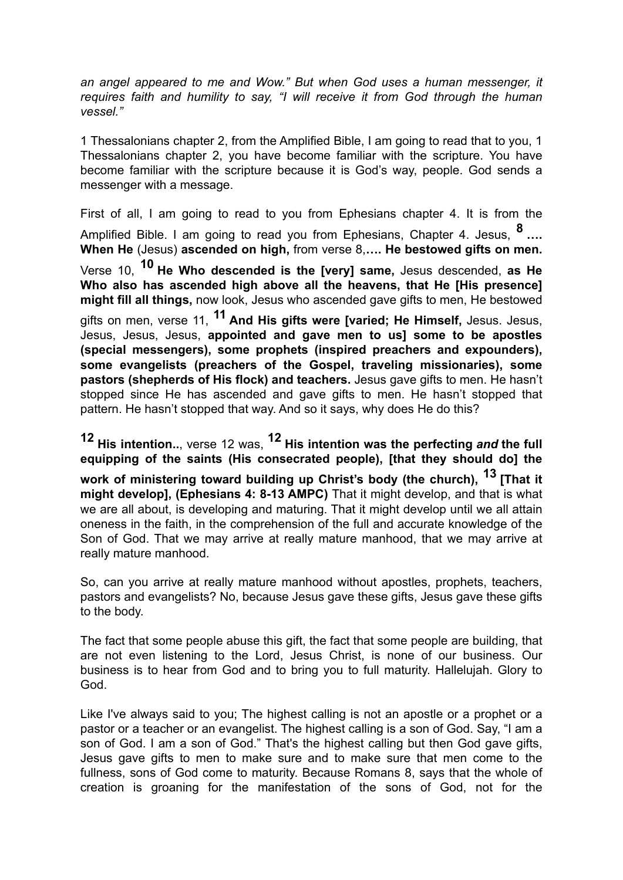*an angel appeared to me and Wow." But when God uses a human messenger, it requires faith and humility to say, "I will receive it from God through the human vessel."*

1 Thessalonians chapter 2, from the Amplified Bible, I am going to read that to you, 1 Thessalonians chapter 2, you have become familiar with the scripture. You have become familiar with the scripture because it is God's way, people. God sends a messenger with a message.

First of all, I am going to read to you from Ephesians chapter 4. It is from the Amplified Bible. I am going to read you from Ephesians, Chapter 4. Jesus, **8 …. When He** (Jesus) **ascended on high,** from verse 8,**…. He bestowed gifts on men.** Verse 10, **10 He Who descended is the [very] same,** Jesus descended, **as He Who also has ascended high above all the heavens, that He [His presence] might fill all things,** now look, Jesus who ascended gave gifts to men, He bestowed gifts on men, verse 11, **11 And His gifts were [varied; He Himself,** Jesus. Jesus, Jesus, Jesus, Jesus, **appointed and gave men to us] some to be apostles (special messengers), some prophets (inspired preachers and expounders), some evangelists (preachers of the Gospel, traveling missionaries), some pastors (shepherds of His flock) and teachers.** Jesus gave gifts to men. He hasn't stopped since He has ascended and gave gifts to men. He hasn't stopped that pattern. He hasn't stopped that way. And so it says, why does He do this?

**12 His intention..**, verse 12 was, **12 His intention was the perfecting *and* the full equipping of the saints (His consecrated people), [that they should do] the work of ministering toward building up Christ's body (the church), 13 [That it might develop], (Ephesians 4: 8-13 AMPC)** That it might develop, and that is what we are all about, is developing and maturing. That it might develop until we all attain oneness in the faith, in the comprehension of the full and accurate knowledge of the Son of God. That we may arrive at really mature manhood, that we may arrive at really mature manhood.

So, can you arrive at really mature manhood without apostles, prophets, teachers, pastors and evangelists? No, because Jesus gave these gifts, Jesus gave these gifts to the body.

The fact that some people abuse this gift, the fact that some people are building, that are not even listening to the Lord, Jesus Christ, is none of our business. Our business is to hear from God and to bring you to full maturity. Hallelujah. Glory to God.

Like I've always said to you; The highest calling is not an apostle or a prophet or a pastor or a teacher or an evangelist. The highest calling is a son of God. Say, "I am a son of God. I am a son of God." That's the highest calling but then God gave gifts, Jesus gave gifts to men to make sure and to make sure that men come to the fullness, sons of God come to maturity. Because Romans 8, says that the whole of creation is groaning for the manifestation of the sons of God, not for the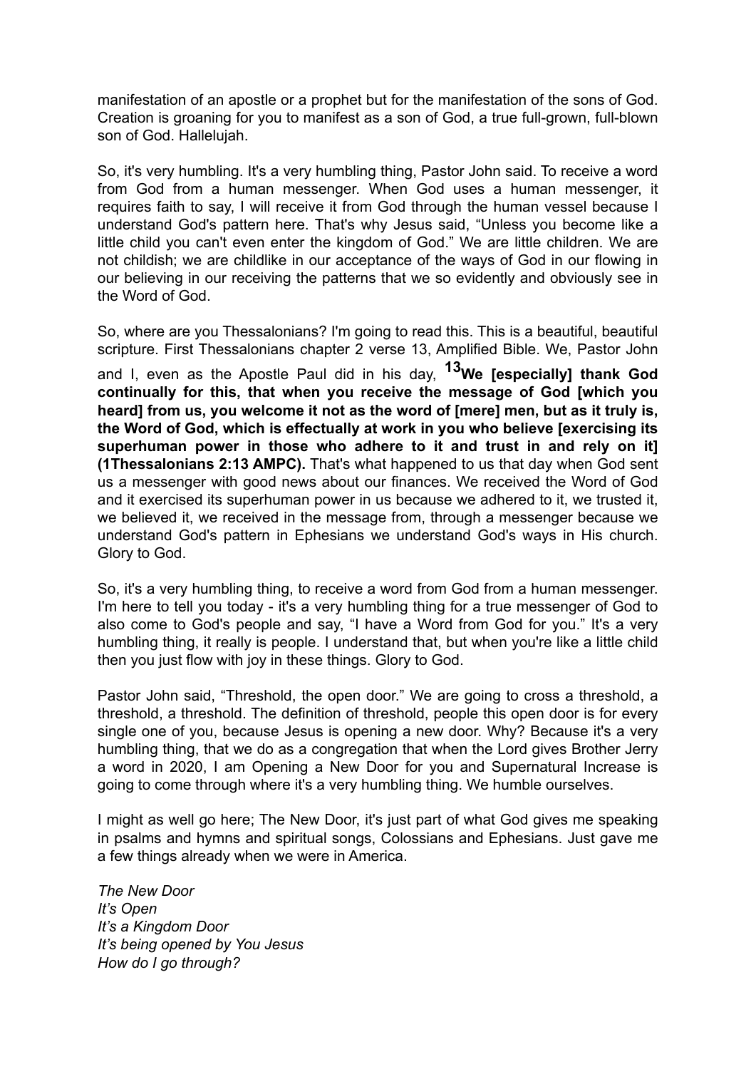manifestation of an apostle or a prophet but for the manifestation of the sons of God. Creation is groaning for you to manifest as a son of God, a true full-grown, full-blown son of God. Hallelujah.

So, it's very humbling. It's a very humbling thing, Pastor John said. To receive a word from God from a human messenger. When God uses a human messenger, it requires faith to say, I will receive it from God through the human vessel because I understand God's pattern here. That's why Jesus said, "Unless you become like a little child you can't even enter the kingdom of God." We are little children. We are not childish; we are childlike in our acceptance of the ways of God in our flowing in our believing in our receiving the patterns that we so evidently and obviously see in the Word of God.

So, where are you Thessalonians? I'm going to read this. This is a beautiful, beautiful scripture. First Thessalonians chapter 2 verse 13, Amplified Bible. We, Pastor John and I, even as the Apostle Paul did in his day, **13We [especially] thank God continually for this, that when you receive the message of God [which you heard] from us, you welcome it not as the word of [mere] men, but as it truly is, the Word of God, which is effectually at work in you who believe [exercising its superhuman power in those who adhere to it and trust in and rely on it] (1Thessalonians 2:13 AMPC).** That's what happened to us that day when God sent us a messenger with good news about our finances. We received the Word of God and it exercised its superhuman power in us because we adhered to it, we trusted it, we believed it, we received in the message from, through a messenger because we understand God's pattern in Ephesians we understand God's ways in His church. Glory to God.

So, it's a very humbling thing, to receive a word from God from a human messenger. I'm here to tell you today - it's a very humbling thing for a true messenger of God to also come to God's people and say, "I have a Word from God for you." It's a very humbling thing, it really is people. I understand that, but when you're like a little child then you just flow with joy in these things. Glory to God.

Pastor John said, "Threshold, the open door." We are going to cross a threshold, a threshold, a threshold. The definition of threshold, people this open door is for every single one of you, because Jesus is opening a new door. Why? Because it's a very humbling thing, that we do as a congregation that when the Lord gives Brother Jerry a word in 2020, I am Opening a New Door for you and Supernatural Increase is going to come through where it's a very humbling thing. We humble ourselves.

I might as well go here; The New Door, it's just part of what God gives me speaking in psalms and hymns and spiritual songs, Colossians and Ephesians. Just gave me a few things already when we were in America.

*The New Door*
*It's Open*
*It's a Kingdom Door*
*It's being opened by You Jesus*
*How do I go through?*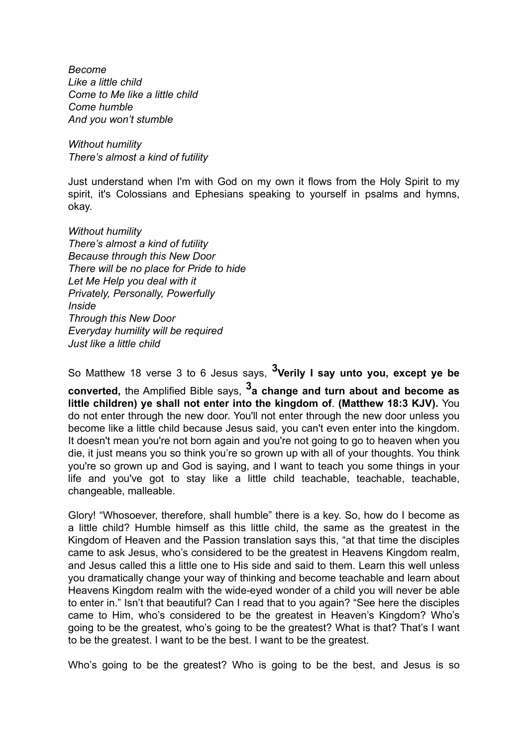*Become*
*Like a little child*
*Come to Me like a little child*
*Come humble*
*And you won't stumble*

*Without humility*
*There's almost a kind of futility*

Just understand when I'm with God on my own it flows from the Holy Spirit to my spirit, it's Colossians and Ephesians speaking to yourself in psalms and hymns, okay.

*Without humility*
*There's almost a kind of futility*
*Because through this New Door*
*There will be no place for Pride to hide*
*Let Me Help you deal with it*
*Privately, Personally, Powerfully*
*Inside*
*Through this New Door*
*Everyday humility will be required*
*Just like a little child*

So Matthew 18 verse 3 to 6 Jesus says, **[3]Verily I say unto you, except ye be converted,** the Amplified Bible says, **[3]a change and turn about and become as little children) ye shall not enter into the kingdom of**. **(Matthew 18:3 KJV).** You do not enter through the new door. You'll not enter through the new door unless you become like a little child because Jesus said, you can't even enter into the kingdom. It doesn't mean you're not born again and you're not going to go to heaven when you die, it just means you so think you're so grown up with all of your thoughts. You think you're so grown up and God is saying, and I want to teach you some things in your life and you've got to stay like a little child teachable, teachable, teachable, changeable, malleable.

Glory! "Whosoever, therefore, shall humble" there is a key. So, how do I become as a little child? Humble himself as this little child, the same as the greatest in the Kingdom of Heaven and the Passion translation says this, "at that time the disciples came to ask Jesus, who's considered to be the greatest in Heavens Kingdom realm, and Jesus called this a little one to His side and said to them. Learn this well unless you dramatically change your way of thinking and become teachable and learn about Heavens Kingdom realm with the wide-eyed wonder of a child you will never be able to enter in." Isn't that beautiful? Can I read that to you again? "See here the disciples came to Him, who's considered to be the greatest in Heaven's Kingdom? Who's going to be the greatest, who's going to be the greatest? What is that? That's I want to be the greatest. I want to be the best. I want to be the greatest.

Who's going to be the greatest? Who is going to be the best, and Jesus is so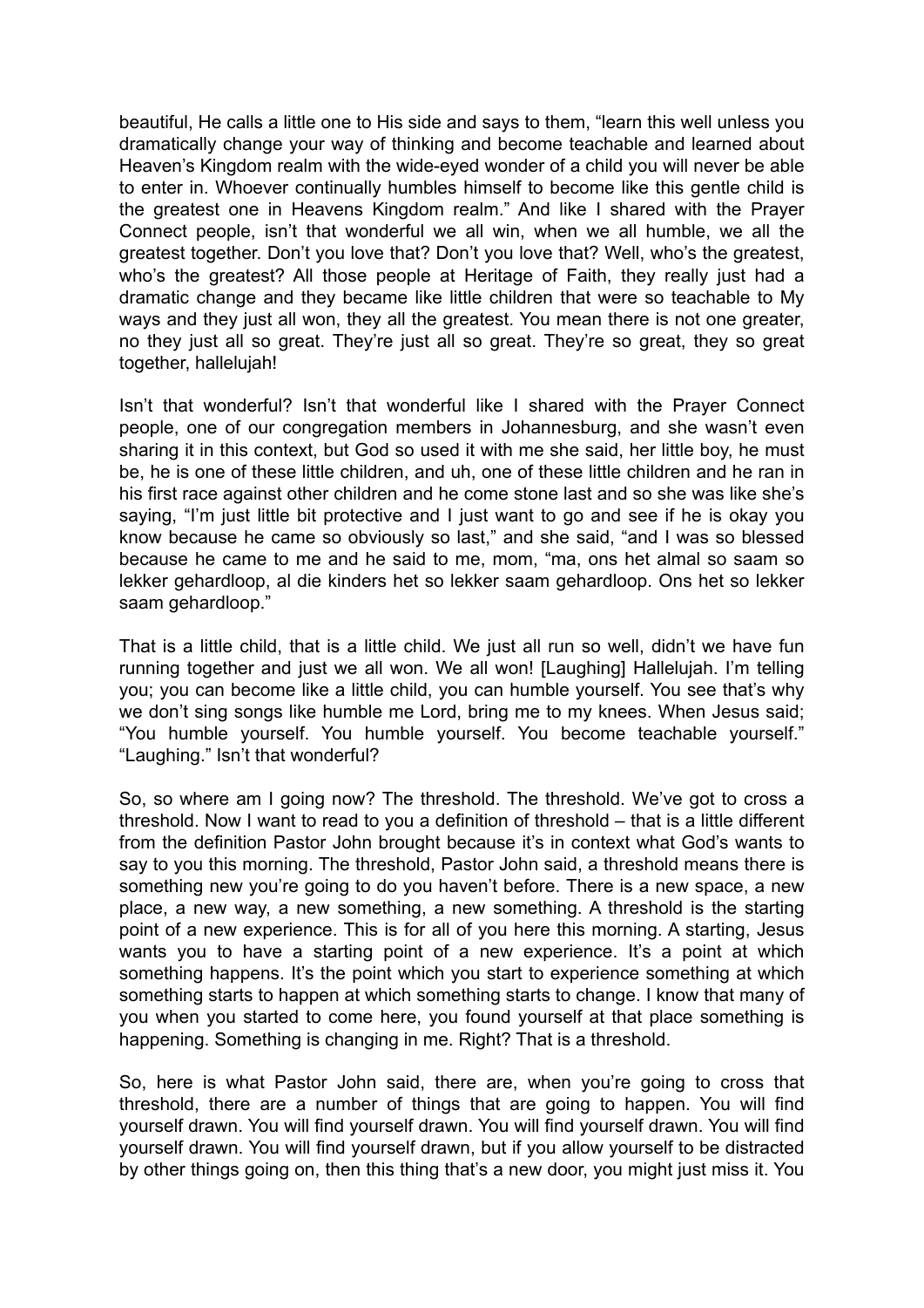beautiful, He calls a little one to His side and says to them, "learn this well unless you dramatically change your way of thinking and become teachable and learned about Heaven's Kingdom realm with the wide-eyed wonder of a child you will never be able to enter in. Whoever continually humbles himself to become like this gentle child is the greatest one in Heavens Kingdom realm." And like I shared with the Prayer Connect people, isn't that wonderful we all win, when we all humble, we all the greatest together. Don't you love that? Don't you love that? Well, who's the greatest, who's the greatest? All those people at Heritage of Faith, they really just had a dramatic change and they became like little children that were so teachable to My ways and they just all won, they all the greatest. You mean there is not one greater, no they just all so great. They're just all so great. They're so great, they so great together, hallelujah!

Isn't that wonderful? Isn't that wonderful like I shared with the Prayer Connect people, one of our congregation members in Johannesburg, and she wasn't even sharing it in this context, but God so used it with me she said, her little boy, he must be, he is one of these little children, and uh, one of these little children and he ran in his first race against other children and he come stone last and so she was like she's saying, "I'm just little bit protective and I just want to go and see if he is okay you know because he came so obviously so last," and she said, "and I was so blessed because he came to me and he said to me, mom, "ma, ons het almal so saam so lekker gehardloop, al die kinders het so lekker saam gehardloop. Ons het so lekker saam gehardloop."

That is a little child, that is a little child. We just all run so well, didn't we have fun running together and just we all won. We all won! [Laughing] Hallelujah. I'm telling you; you can become like a little child, you can humble yourself. You see that's why we don't sing songs like humble me Lord, bring me to my knees. When Jesus said; "You humble yourself. You humble yourself. You become teachable yourself." "Laughing." Isn't that wonderful?

So, so where am I going now? The threshold. The threshold. We've got to cross a threshold. Now I want to read to you a definition of threshold – that is a little different from the definition Pastor John brought because it's in context what God's wants to say to you this morning. The threshold, Pastor John said, a threshold means there is something new you're going to do you haven't before. There is a new space, a new place, a new way, a new something, a new something. A threshold is the starting point of a new experience. This is for all of you here this morning. A starting, Jesus wants you to have a starting point of a new experience. It's a point at which something happens. It's the point which you start to experience something at which something starts to happen at which something starts to change. I know that many of you when you started to come here, you found yourself at that place something is happening. Something is changing in me. Right? That is a threshold.

So, here is what Pastor John said, there are, when you're going to cross that threshold, there are a number of things that are going to happen. You will find yourself drawn. You will find yourself drawn. You will find yourself drawn. You will find yourself drawn. You will find yourself drawn, but if you allow yourself to be distracted by other things going on, then this thing that's a new door, you might just miss it. You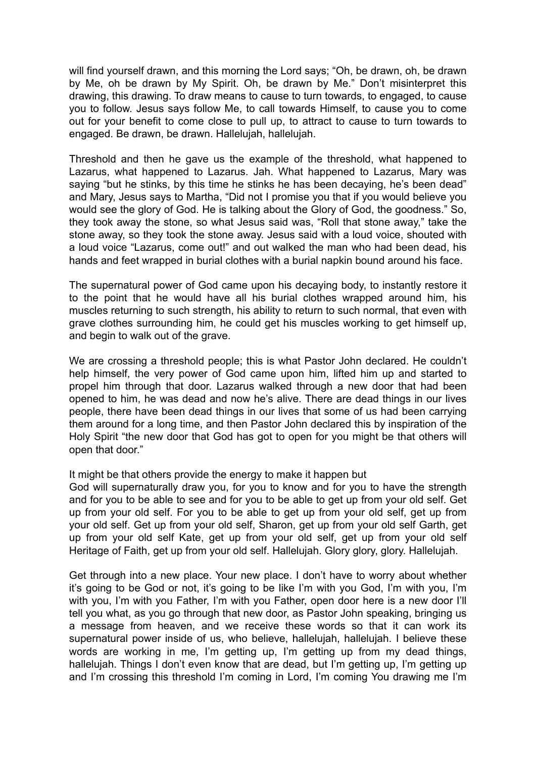will find yourself drawn, and this morning the Lord says; "Oh, be drawn, oh, be drawn by Me, oh be drawn by My Spirit. Oh, be drawn by Me." Don't misinterpret this drawing, this drawing. To draw means to cause to turn towards, to engaged, to cause you to follow. Jesus says follow Me, to call towards Himself, to cause you to come out for your benefit to come close to pull up, to attract to cause to turn towards to engaged. Be drawn, be drawn. Hallelujah, hallelujah.

Threshold and then he gave us the example of the threshold, what happened to Lazarus, what happened to Lazarus. Jah. What happened to Lazarus, Mary was saying "but he stinks, by this time he stinks he has been decaying, he's been dead" and Mary, Jesus says to Martha, "Did not I promise you that if you would believe you would see the glory of God. He is talking about the Glory of God, the goodness." So, they took away the stone, so what Jesus said was, "Roll that stone away," take the stone away, so they took the stone away. Jesus said with a loud voice, shouted with a loud voice "Lazarus, come out!" and out walked the man who had been dead, his hands and feet wrapped in burial clothes with a burial napkin bound around his face.

The supernatural power of God came upon his decaying body, to instantly restore it to the point that he would have all his burial clothes wrapped around him, his muscles returning to such strength, his ability to return to such normal, that even with grave clothes surrounding him, he could get his muscles working to get himself up, and begin to walk out of the grave.

We are crossing a threshold people; this is what Pastor John declared. He couldn't help himself, the very power of God came upon him, lifted him up and started to propel him through that door. Lazarus walked through a new door that had been opened to him, he was dead and now he's alive. There are dead things in our lives people, there have been dead things in our lives that some of us had been carrying them around for a long time, and then Pastor John declared this by inspiration of the Holy Spirit "the new door that God has got to open for you might be that others will open that door."

It might be that others provide the energy to make it happen but
God will supernaturally draw you, for you to know and for you to have the strength and for you to be able to see and for you to be able to get up from your old self. Get up from your old self. For you to be able to get up from your old self, get up from your old self. Get up from your old self, Sharon, get up from your old self Garth, get up from your old self Kate, get up from your old self, get up from your old self Heritage of Faith, get up from your old self. Hallelujah. Glory glory, glory. Hallelujah.

Get through into a new place. Your new place. I don't have to worry about whether it's going to be God or not, it's going to be like I'm with you God, I'm with you, I'm with you, I'm with you Father, I'm with you Father, open door here is a new door I'll tell you what, as you go through that new door, as Pastor John speaking, bringing us a message from heaven, and we receive these words so that it can work its supernatural power inside of us, who believe, hallelujah, hallelujah. I believe these words are working in me, I'm getting up, I'm getting up from my dead things, hallelujah. Things I don't even know that are dead, but I'm getting up, I'm getting up and I'm crossing this threshold I'm coming in Lord, I'm coming You drawing me I'm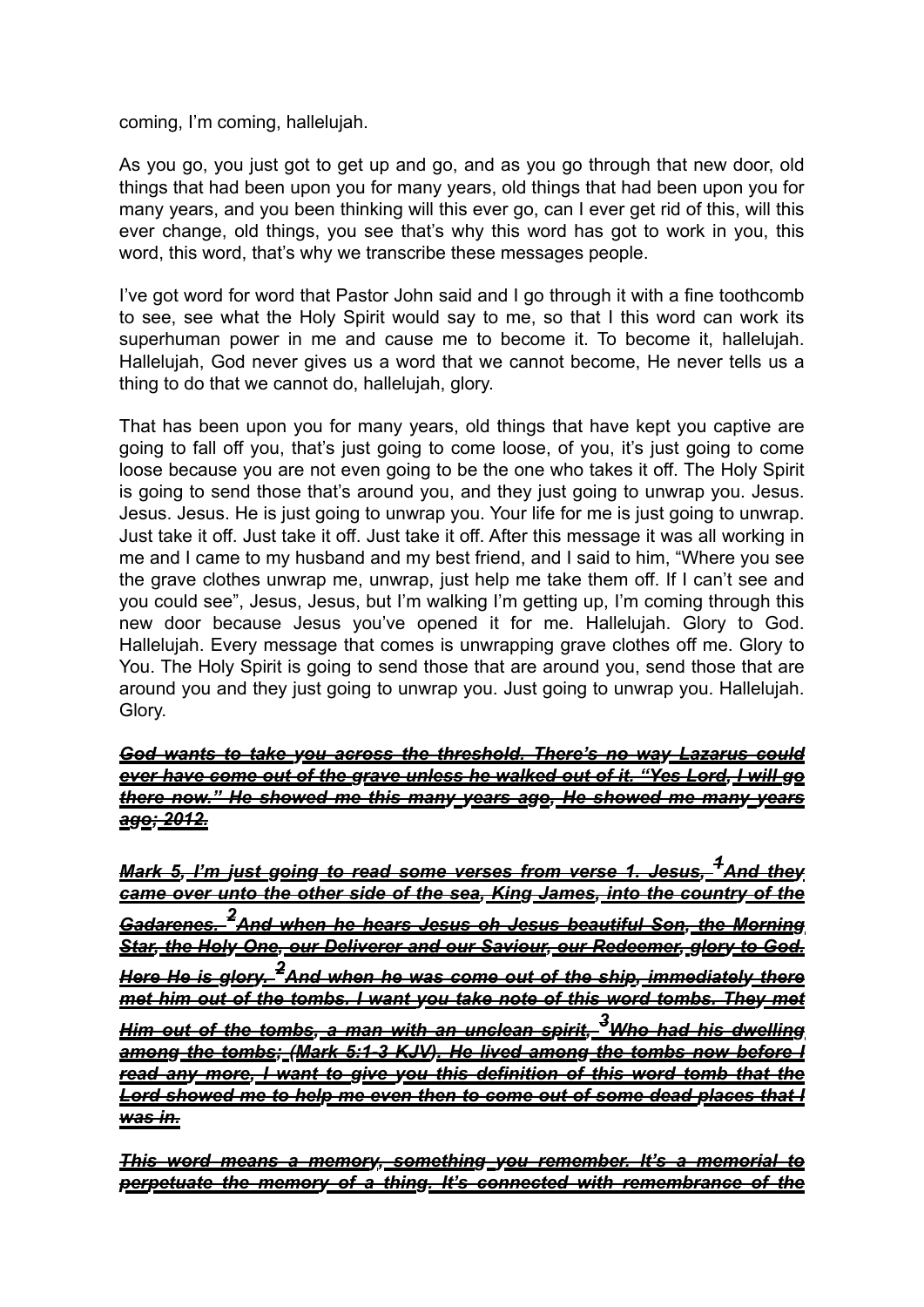coming, I'm coming, hallelujah.

As you go, you just got to get up and go, and as you go through that new door, old things that had been upon you for many years, old things that had been upon you for many years, and you been thinking will this ever go, can I ever get rid of this, will this ever change, old things, you see that's why this word has got to work in you, this word, this word, that's why we transcribe these messages people.

I've got word for word that Pastor John said and I go through it with a fine toothcomb to see, see what the Holy Spirit would say to me, so that I this word can work its superhuman power in me and cause me to become it. To become it, hallelujah. Hallelujah, God never gives us a word that we cannot become, He never tells us a thing to do that we cannot do, hallelujah, glory.

That has been upon you for many years, old things that have kept you captive are going to fall off you, that's just going to come loose, of you, it's just going to come loose because you are not even going to be the one who takes it off. The Holy Spirit is going to send those that's around you, and they just going to unwrap you. Jesus. Jesus. Jesus. He is just going to unwrap you. Your life for me is just going to unwrap. Just take it off. Just take it off. Just take it off. After this message it was all working in me and I came to my husband and my best friend, and I said to him, "Where you see the grave clothes unwrap me, unwrap, just help me take them off. If I can't see and you could see", Jesus, Jesus, but I'm walking I'm getting up, I'm coming through this new door because Jesus you've opened it for me. Hallelujah. Glory to God. Hallelujah. Every message that comes is unwrapping grave clothes off me. Glory to You. The Holy Spirit is going to send those that are around you, send those that are around you and they just going to unwrap you. Just going to unwrap you. Hallelujah. Glory.

***~~God wants to take you across the threshold. There's no way Lazarus could ever have come out of the grave unless he walked out of it. "Yes Lord, I will go there now." He showed me this many years ago, He showed me many years ago; 2012.~~***

***~~Mark 5, I'm just going to read some verses from verse 1. Jesus, [1]And they came over unto the other side of the sea, King James, into the country of the Gadarenes. [2]And when he hears Jesus oh Jesus beautiful Son, the Morning Star, the Holy One, our Deliverer and our Saviour, our Redeemer, glory to God. Here He is glory. [2]And when he was come out of the ship, immediately there met him out of the tombs. I want you take note of this word tombs. They met Him out of the tombs, a man with an unclean spirit, [3]Who had his dwelling among the tombs; (Mark 5:1-3 KJV). He lived among the tombs now before I read any more, I want to give you this definition of this word tomb that the Lord showed me to help me even then to come out of some dead places that I was in.~~***

***~~This word means a memory, something you remember. It's a memorial to perpetuate the memory of a thing. It's connected with remembrance of the~~***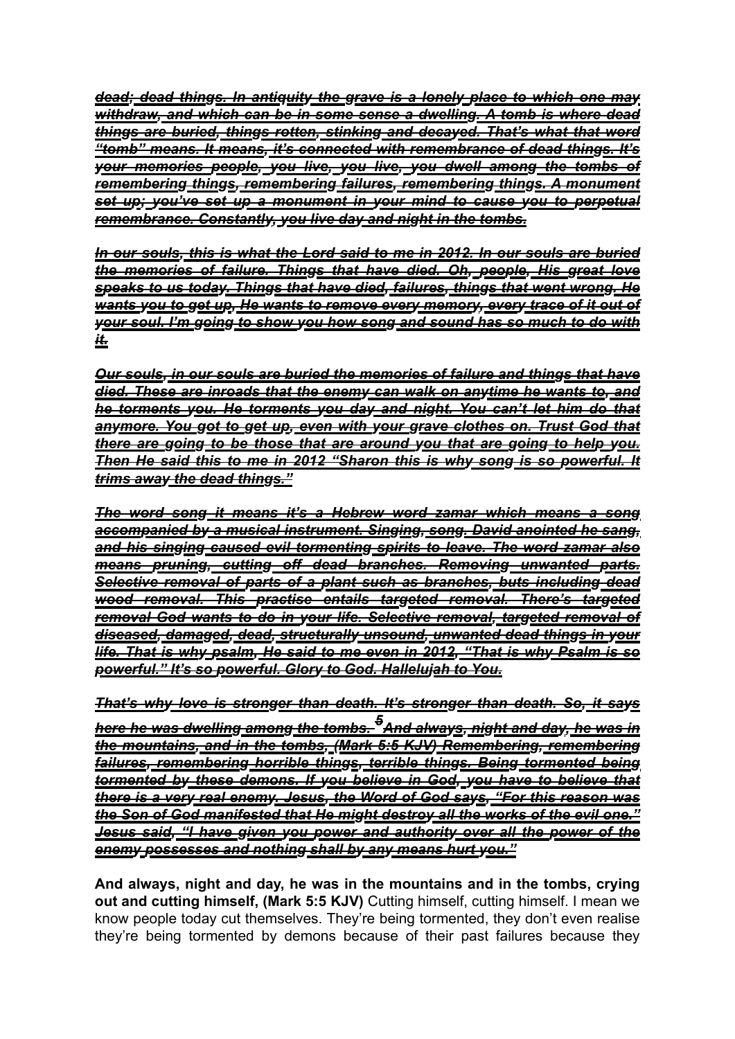~~***dead; dead things. In antiquity the grave is a lonely place to which one may withdraw, and which can be in some sense a dwelling. A tomb is where dead things are buried, things rotten, stinking and decayed. That's what that word "tomb" means. It means, it's connected with remembrance of dead things. It's your memories people, you live, you live, you dwell among the tombs of remembering things, remembering failures, remembering things. A monument set up; you've set up a monument in your mind to cause you to perpetual remembrance. Constantly, you live day and night in the tombs.***~~

~~***In our souls, this is what the Lord said to me in 2012. In our souls are buried the memories of failure. Things that have died. Oh, people, His great love speaks to us today. Things that have died, failures, things that went wrong. He wants you to get up, He wants to remove every memory, every trace of it out of your soul. I'm going to show you how song and sound has so much to do with it.***~~

~~***Our souls, in our souls are buried the memories of failure and things that have died. These are inroads that the enemy can walk on anytime he wants to, and he torments you. He torments you day and night. You can't let him do that anymore. You got to get up, even with your grave clothes on. Trust God that there are going to be those that are around you that are going to help you. Then He said this to me in 2012 "Sharon this is why song is so powerful. It trims away the dead things."***~~

~~***The word song it means it's a Hebrew word zamar which means a song accompanied by a musical instrument. Singing, song. David anointed he sang, and his singing caused evil tormenting spirits to leave. The word zamar also means pruning, cutting off dead branches. Removing unwanted parts. Selective removal of parts of a plant such as branches, buts including dead wood removal. This practise entails targeted removal. There's targeted removal God wants to do in your life. Selective removal, targeted removal of diseased, damaged, dead, structurally unsound, unwanted dead things in your life. That is why psalm, He said to me even in 2012, "That is why Psalm is so powerful." It's so powerful. Glory to God. Hallelujah to You.***~~

~~***That's why love is stronger than death. It's stronger than death. So, it says here he was dwelling among the tombs. [5] And always, night and day, he was in the mountains, and in the tombs, (Mark 5:5 KJV) Remembering, remembering failures, remembering horrible things, terrible things. Being tormented being tormented by these demons. If you believe in God, you have to believe that there is a very real enemy. Jesus, the Word of God says, "For this reason was the Son of God manifested that He might destroy all the works of the evil one." Jesus said, "I have given you power and authority over all the power of the enemy possesses and nothing shall by any means hurt you."***~~

**And always, night and day, he was in the mountains and in the tombs, crying out and cutting himself, (Mark 5:5 KJV)** Cutting himself, cutting himself. I mean we know people today cut themselves. They're being tormented, they don't even realise they're being tormented by demons because of their past failures because they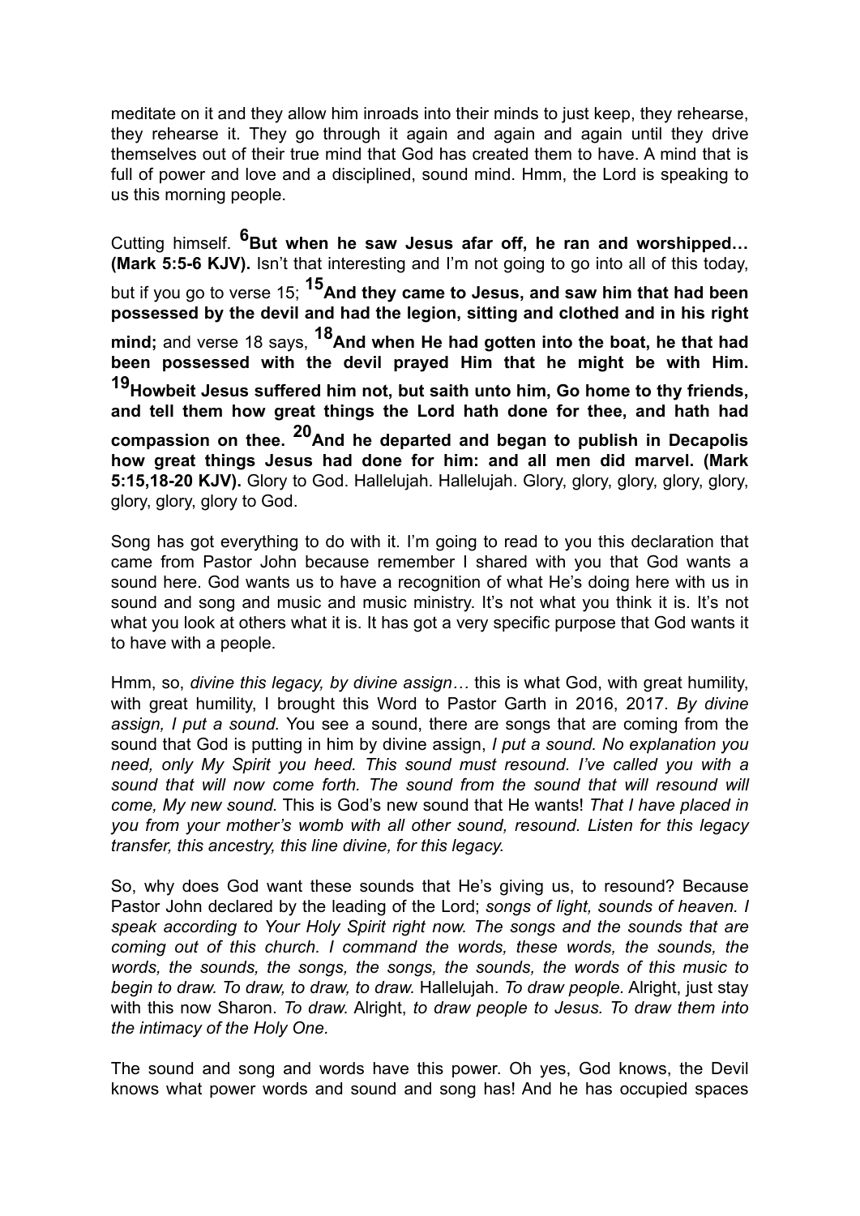meditate on it and they allow him inroads into their minds to just keep, they rehearse, they rehearse it. They go through it again and again and again until they drive themselves out of their true mind that God has created them to have. A mind that is full of power and love and a disciplined, sound mind. Hmm, the Lord is speaking to us this morning people.

Cutting himself. **6But when he saw Jesus afar off, he ran and worshipped… (Mark 5:5-6 KJV).** Isn't that interesting and I'm not going to go into all of this today, but if you go to verse 15; **15And they came to Jesus, and saw him that had been possessed by the devil and had the legion, sitting and clothed and in his right mind;** and verse 18 says, **18And when He had gotten into the boat, he that had been possessed with the devil prayed Him that he might be with Him. 19Howbeit Jesus suffered him not, but saith unto him, Go home to thy friends, and tell them how great things the Lord hath done for thee, and hath had compassion on thee. 20And he departed and began to publish in Decapolis how great things Jesus had done for him: and all men did marvel. (Mark 5:15,18-20 KJV).** Glory to God. Hallelujah. Hallelujah. Glory, glory, glory, glory, glory, glory, glory, glory to God.

Song has got everything to do with it. I'm going to read to you this declaration that came from Pastor John because remember I shared with you that God wants a sound here. God wants us to have a recognition of what He's doing here with us in sound and song and music and music ministry. It's not what you think it is. It's not what you look at others what it is. It has got a very specific purpose that God wants it to have with a people.

Hmm, so, *divine this legacy, by divine assign…* this is what God, with great humility, with great humility, I brought this Word to Pastor Garth in 2016, 2017. *By divine assign, I put a sound.* You see a sound, there are songs that are coming from the sound that God is putting in him by divine assign, *I put a sound. No explanation you need, only My Spirit you heed. This sound must resound. I've called you with a sound that will now come forth. The sound from the sound that will resound will come, My new sound.* This is God's new sound that He wants! *That I have placed in you from your mother's womb with all other sound, resound. Listen for this legacy transfer, this ancestry, this line divine, for this legacy.*

So, why does God want these sounds that He's giving us, to resound? Because Pastor John declared by the leading of the Lord; *songs of light, sounds of heaven. I speak according to Your Holy Spirit right now. The songs and the sounds that are coming out of this church. I command the words, these words, the sounds, the words, the sounds, the songs, the songs, the sounds, the words of this music to begin to draw. To draw, to draw, to draw.* Hallelujah. *To draw people.* Alright, just stay with this now Sharon. *To draw.* Alright, *to draw people to Jesus. To draw them into the intimacy of the Holy One.*

The sound and song and words have this power. Oh yes, God knows, the Devil knows what power words and sound and song has! And he has occupied spaces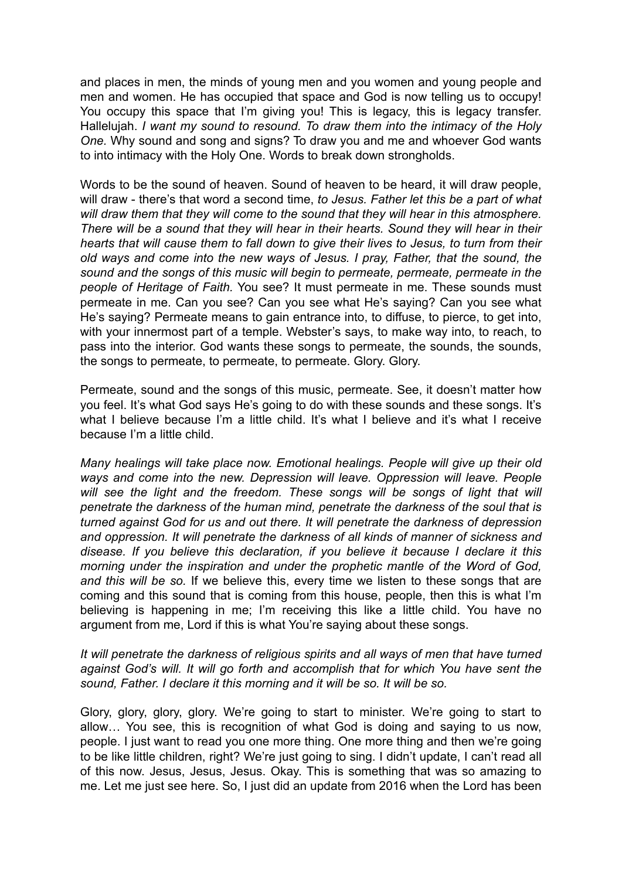and places in men, the minds of young men and you women and young people and men and women. He has occupied that space and God is now telling us to occupy! You occupy this space that I'm giving you! This is legacy, this is legacy transfer. Hallelujah. *I want my sound to resound. To draw them into the intimacy of the Holy One*. Why sound and song and signs? To draw you and me and whoever God wants to into intimacy with the Holy One. Words to break down strongholds.

Words to be the sound of heaven. Sound of heaven to be heard, it will draw people, will draw - there's that word a second time, *to Jesus. Father let this be a part of what will draw them that they will come to the sound that they will hear in this atmosphere. There will be a sound that they will hear in their hearts. Sound they will hear in their hearts that will cause them to fall down to give their lives to Jesus, to turn from their old ways and come into the new ways of Jesus. I pray, Father, that the sound, the sound and the songs of this music will begin to permeate, permeate, permeate in the people of Heritage of Faith.* You see? It must permeate in me. These sounds must permeate in me. Can you see? Can you see what He's saying? Can you see what He's saying? Permeate means to gain entrance into, to diffuse, to pierce, to get into, with your innermost part of a temple. Webster's says, to make way into, to reach, to pass into the interior. God wants these songs to permeate, the sounds, the sounds, the songs to permeate, to permeate, to permeate. Glory. Glory.

Permeate, sound and the songs of this music, permeate. See, it doesn't matter how you feel. It's what God says He's going to do with these sounds and these songs. It's what I believe because I'm a little child. It's what I believe and it's what I receive because I'm a little child.

*Many healings will take place now. Emotional healings. People will give up their old ways and come into the new. Depression will leave. Oppression will leave. People will see the light and the freedom. These songs will be songs of light that will penetrate the darkness of the human mind, penetrate the darkness of the soul that is turned against God for us and out there. It will penetrate the darkness of depression and oppression. It will penetrate the darkness of all kinds of manner of sickness and disease. If you believe this declaration, if you believe it because I declare it this morning under the inspiration and under the prophetic mantle of the Word of God, and this will be so.* If we believe this, every time we listen to these songs that are coming and this sound that is coming from this house, people, then this is what I'm believing is happening in me; I'm receiving this like a little child. You have no argument from me, Lord if this is what You're saying about these songs.

*It will penetrate the darkness of religious spirits and all ways of men that have turned against God's will. It will go forth and accomplish that for which You have sent the sound, Father. I declare it this morning and it will be so. It will be so.*

Glory, glory, glory, glory. We're going to start to minister. We're going to start to allow… You see, this is recognition of what God is doing and saying to us now, people. I just want to read you one more thing. One more thing and then we're going to be like little children, right? We're just going to sing. I didn't update, I can't read all of this now. Jesus, Jesus, Jesus. Okay. This is something that was so amazing to me. Let me just see here. So, I just did an update from 2016 when the Lord has been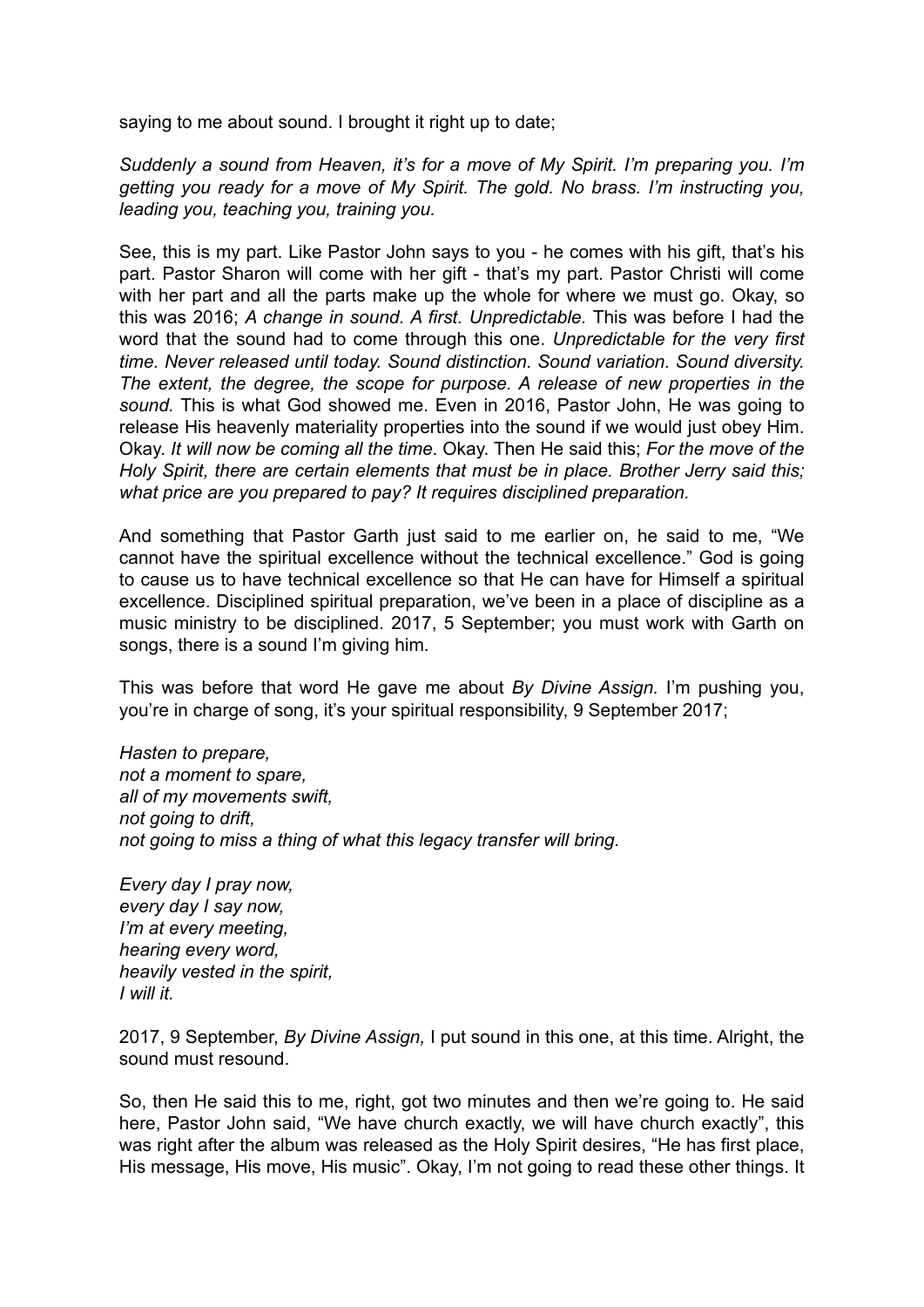saying to me about sound. I brought it right up to date;

*Suddenly a sound from Heaven, it's for a move of My Spirit. I'm preparing you. I'm getting you ready for a move of My Spirit. The gold. No brass. I'm instructing you, leading you, teaching you, training you.*

See, this is my part. Like Pastor John says to you - he comes with his gift, that's his part. Pastor Sharon will come with her gift - that's my part. Pastor Christi will come with her part and all the parts make up the whole for where we must go. Okay, so this was 2016; *A change in sound. A first. Unpredictable.* This was before I had the word that the sound had to come through this one. *Unpredictable for the very first time. Never released until today. Sound distinction. Sound variation. Sound diversity. The extent, the degree, the scope for purpose. A release of new properties in the sound.* This is what God showed me. Even in 2016, Pastor John, He was going to release His heavenly materiality properties into the sound if we would just obey Him. Okay. *It will now be coming all the time*. Okay. Then He said this; *For the move of the Holy Spirit, there are certain elements that must be in place. Brother Jerry said this; what price are you prepared to pay? It requires disciplined preparation.*

And something that Pastor Garth just said to me earlier on, he said to me, "We cannot have the spiritual excellence without the technical excellence." God is going to cause us to have technical excellence so that He can have for Himself a spiritual excellence. Disciplined spiritual preparation, we've been in a place of discipline as a music ministry to be disciplined. 2017, 5 September; you must work with Garth on songs, there is a sound I'm giving him.

This was before that word He gave me about *By Divine Assign.* I'm pushing you, you're in charge of song, it's your spiritual responsibility, 9 September 2017;

*Hasten to prepare,*
*not a moment to spare,*
*all of my movements swift,*
*not going to drift,*
*not going to miss a thing of what this legacy transfer will bring.*

*Every day I pray now,*
*every day I say now,*
*I'm at every meeting,*
*hearing every word,*
*heavily vested in the spirit,*
*I will it.*

2017, 9 September, *By Divine Assign,* I put sound in this one, at this time. Alright, the sound must resound.

So, then He said this to me, right, got two minutes and then we're going to. He said here, Pastor John said, "We have church exactly, we will have church exactly", this was right after the album was released as the Holy Spirit desires, "He has first place, His message, His move, His music". Okay, I'm not going to read these other things. It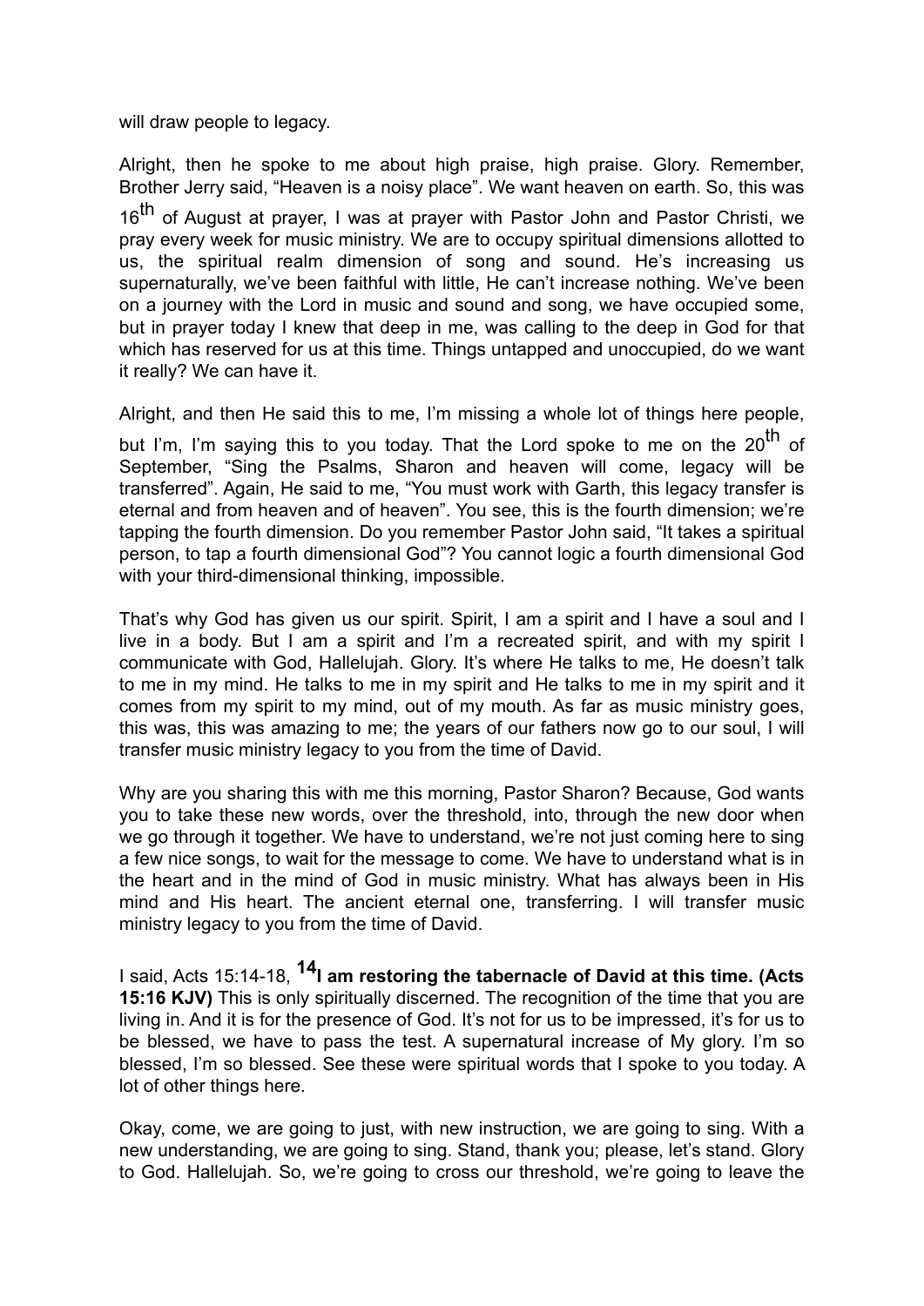will draw people to legacy.

Alright, then he spoke to me about high praise, high praise. Glory. Remember, Brother Jerry said, "Heaven is a noisy place". We want heaven on earth. So, this was 16th of August at prayer, I was at prayer with Pastor John and Pastor Christi, we pray every week for music ministry. We are to occupy spiritual dimensions allotted to us, the spiritual realm dimension of song and sound. He's increasing us supernaturally, we've been faithful with little, He can't increase nothing. We've been on a journey with the Lord in music and sound and song, we have occupied some, but in prayer today I knew that deep in me, was calling to the deep in God for that which has reserved for us at this time. Things untapped and unoccupied, do we want it really? We can have it.

Alright, and then He said this to me, I'm missing a whole lot of things here people, but I'm, I'm saying this to you today. That the Lord spoke to me on the 20th of September, "Sing the Psalms, Sharon and heaven will come, legacy will be transferred". Again, He said to me, "You must work with Garth, this legacy transfer is eternal and from heaven and of heaven". You see, this is the fourth dimension; we're tapping the fourth dimension. Do you remember Pastor John said, "It takes a spiritual person, to tap a fourth dimensional God"? You cannot logic a fourth dimensional God with your third-dimensional thinking, impossible.

That's why God has given us our spirit. Spirit, I am a spirit and I have a soul and I live in a body. But I am a spirit and I'm a recreated spirit, and with my spirit I communicate with God, Hallelujah. Glory. It's where He talks to me, He doesn't talk to me in my mind. He talks to me in my spirit and He talks to me in my spirit and it comes from my spirit to my mind, out of my mouth. As far as music ministry goes, this was, this was amazing to me; the years of our fathers now go to our soul, I will transfer music ministry legacy to you from the time of David.

Why are you sharing this with me this morning, Pastor Sharon? Because, God wants you to take these new words, over the threshold, into, through the new door when we go through it together. We have to understand, we're not just coming here to sing a few nice songs, to wait for the message to come. We have to understand what is in the heart and in the mind of God in music ministry. What has always been in His mind and His heart. The ancient eternal one, transferring. I will transfer music ministry legacy to you from the time of David.

I said, Acts 15:14-18, **[14]I am restoring the tabernacle of David at this time. (Acts 15:16 KJV)** This is only spiritually discerned. The recognition of the time that you are living in. And it is for the presence of God. It's not for us to be impressed, it's for us to be blessed, we have to pass the test. A supernatural increase of My glory. I'm so blessed, I'm so blessed. See these were spiritual words that I spoke to you today. A lot of other things here.

Okay, come, we are going to just, with new instruction, we are going to sing. With a new understanding, we are going to sing. Stand, thank you; please, let's stand. Glory to God. Hallelujah. So, we're going to cross our threshold, we're going to leave the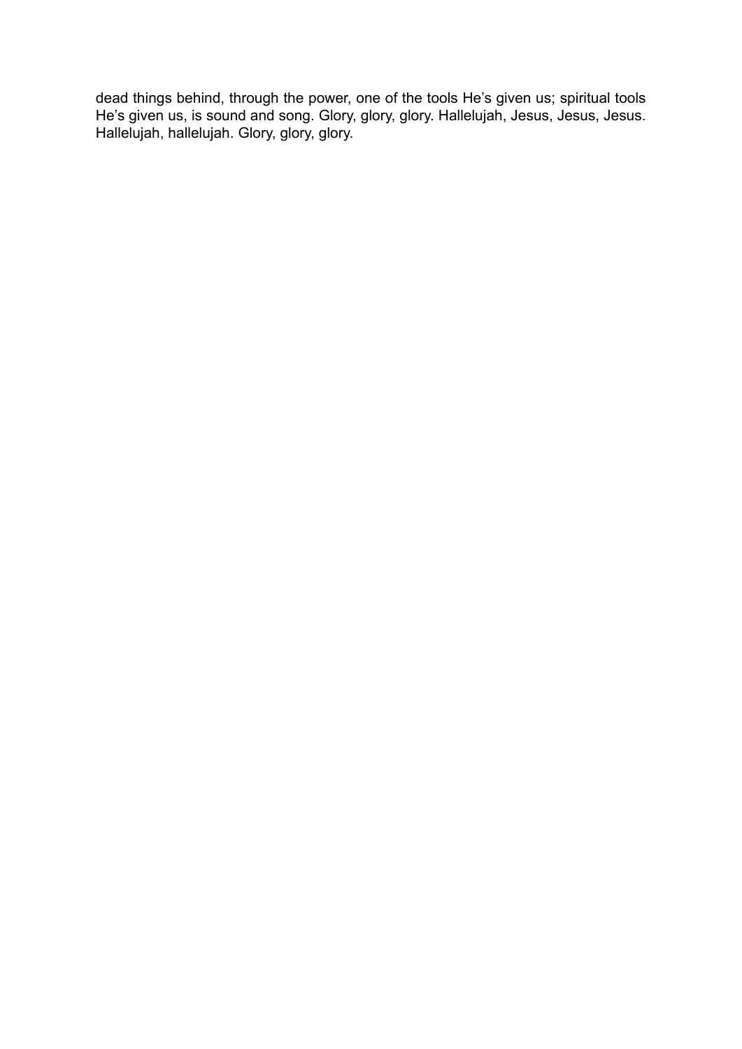dead things behind, through the power, one of the tools He's given us; spiritual tools He's given us, is sound and song. Glory, glory, glory. Hallelujah, Jesus, Jesus, Jesus. Hallelujah, hallelujah. Glory, glory, glory.